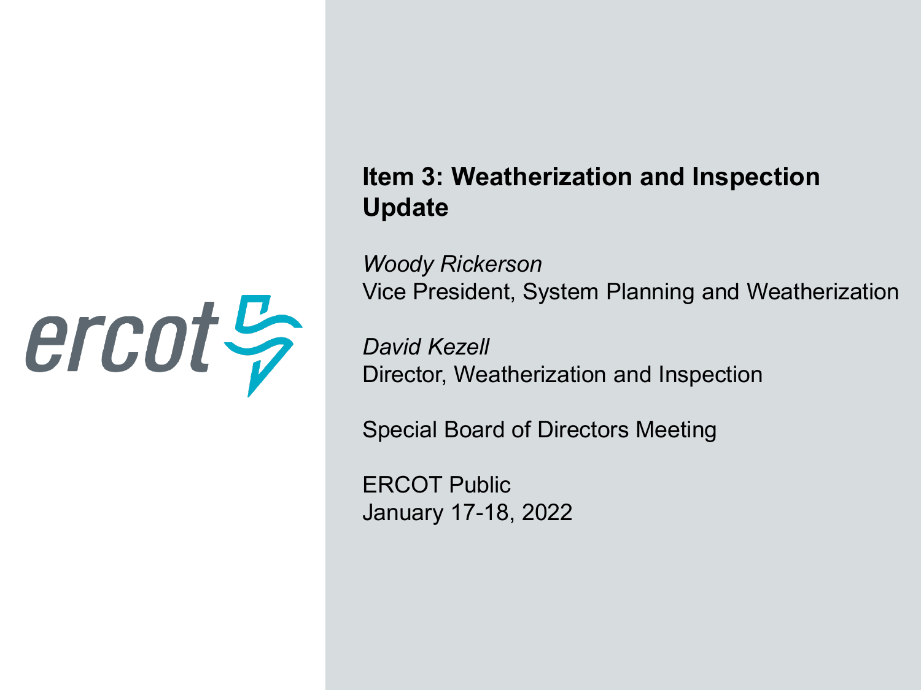# Item 3: Weatherization and Inspection Update

*Woody Rickerson*
Vice President, System Planning and Weatherization

*David Kezell*
Director, Weatherization and Inspection

Special Board of Directors Meeting

ERCOT Public
January 17-18, 2022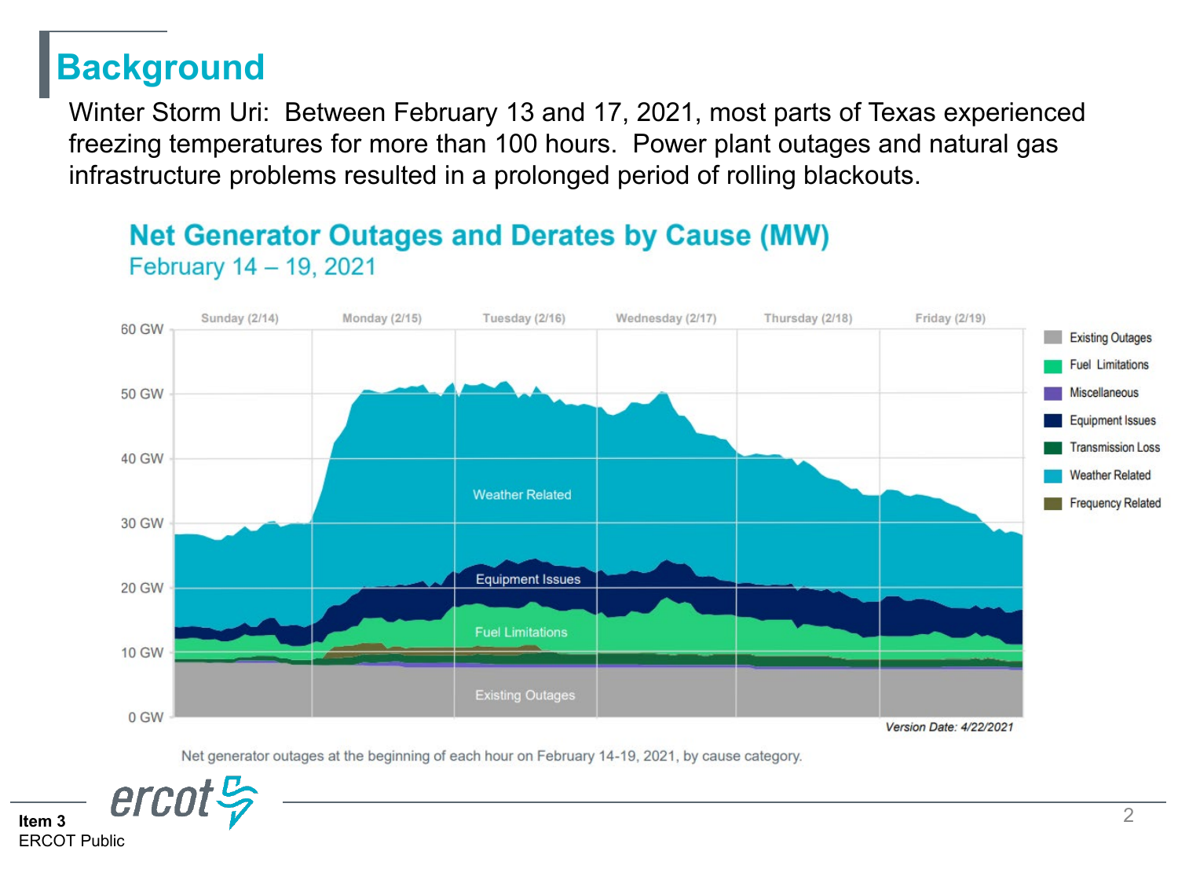# Background

Winter Storm Uri: Between February 13 and 17, 2021, most parts of Texas experienced freezing temperatures for more than 100 hours. Power plant outages and natural gas infrastructure problems resulted in a prolonged period of rolling blackouts.

## Net Generator Outages and Derates by Cause (MW)

February 14 – 19, 2021

Net generator outages at the beginning of each hour on February 14-19, 2021, by cause category.

*Version Date: 4/22/2021*

Item 3
ERCOT Public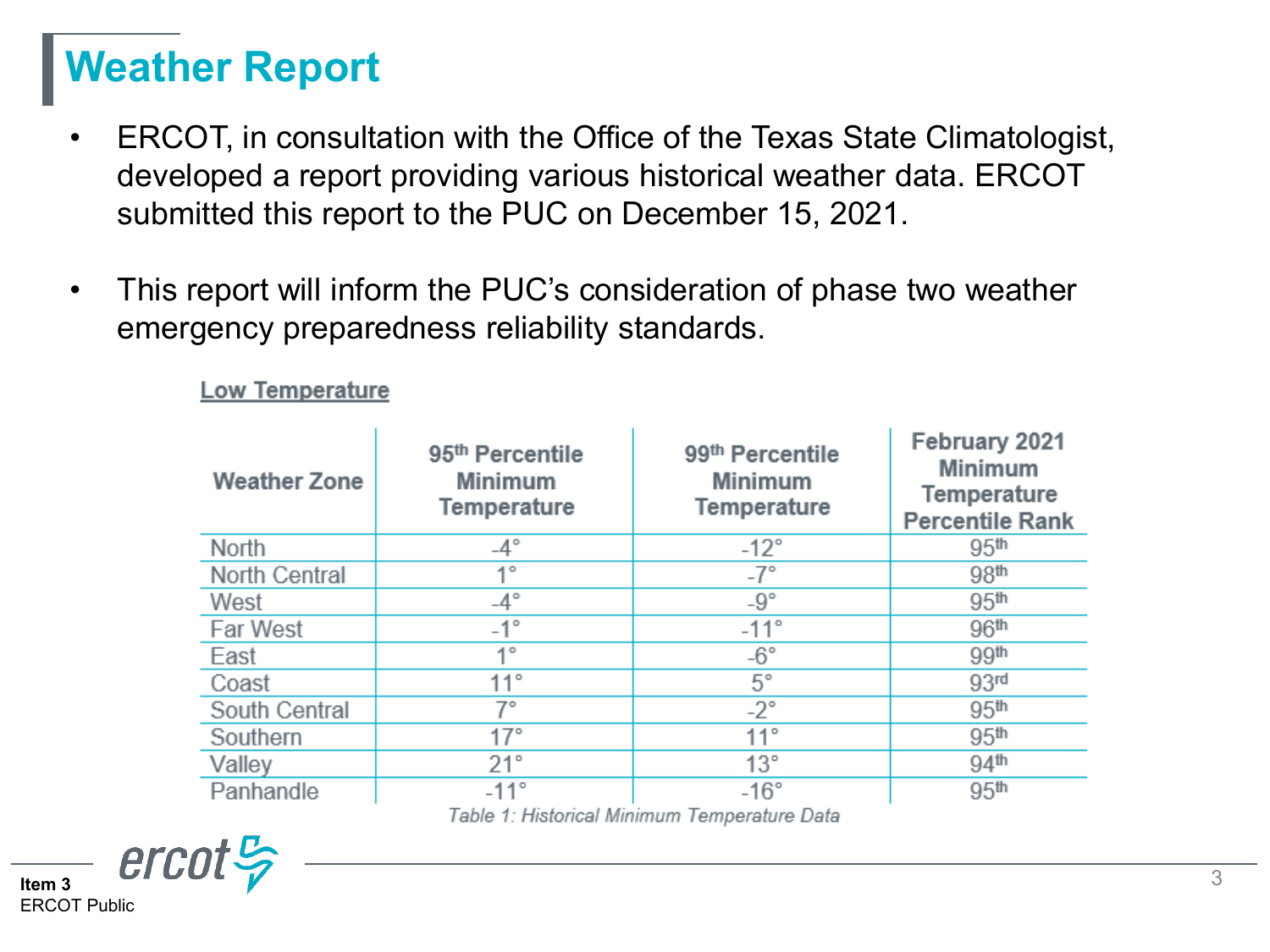# Weather Report

- ERCOT, in consultation with the Office of the Texas State Climatologist, developed a report providing various historical weather data. ERCOT submitted this report to the PUC on December 15, 2021.
- This report will inform the PUC's consideration of phase two weather emergency preparedness reliability standards.

**Low Temperature**

| Weather Zone | 95th Percentile Minimum Temperature | 99th Percentile Minimum Temperature | February 2021 Minimum Temperature Percentile Rank |
|---|---|---|---|
| North | -4° | -12° | 95th |
| North Central | 1° | -7° | 98th |
| West | -4° | -9° | 95th |
| Far West | -1° | -11° | 96th |
| East | 1° | -6° | 99th |
| Coast | 11° | 5° | 93rd |
| South Central | 7° | -2° | 95th |
| Southern | 17° | 11° | 95th |
| Valley | 21° | 13° | 94th |
| Panhandle | -11° | -16° | 95th |

*Table 1: Historical Minimum Temperature Data*

Item 3
ERCOT Public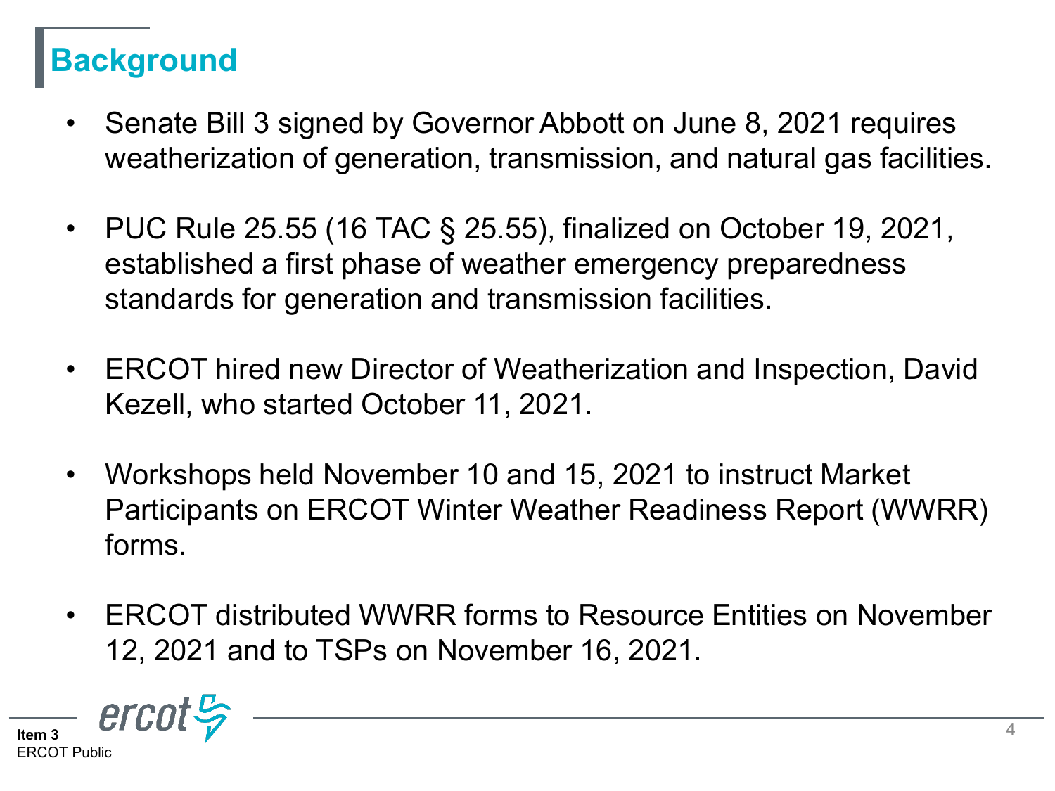## Background

- Senate Bill 3 signed by Governor Abbott on June 8, 2021 requires weatherization of generation, transmission, and natural gas facilities.
- PUC Rule 25.55 (16 TAC § 25.55), finalized on October 19, 2021, established a first phase of weather emergency preparedness standards for generation and transmission facilities.
- ERCOT hired new Director of Weatherization and Inspection, David Kezell, who started October 11, 2021.
- Workshops held November 10 and 15, 2021 to instruct Market Participants on ERCOT Winter Weather Readiness Report (WWRR) forms.
- ERCOT distributed WWRR forms to Resource Entities on November 12, 2021 and to TSPs on November 16, 2021.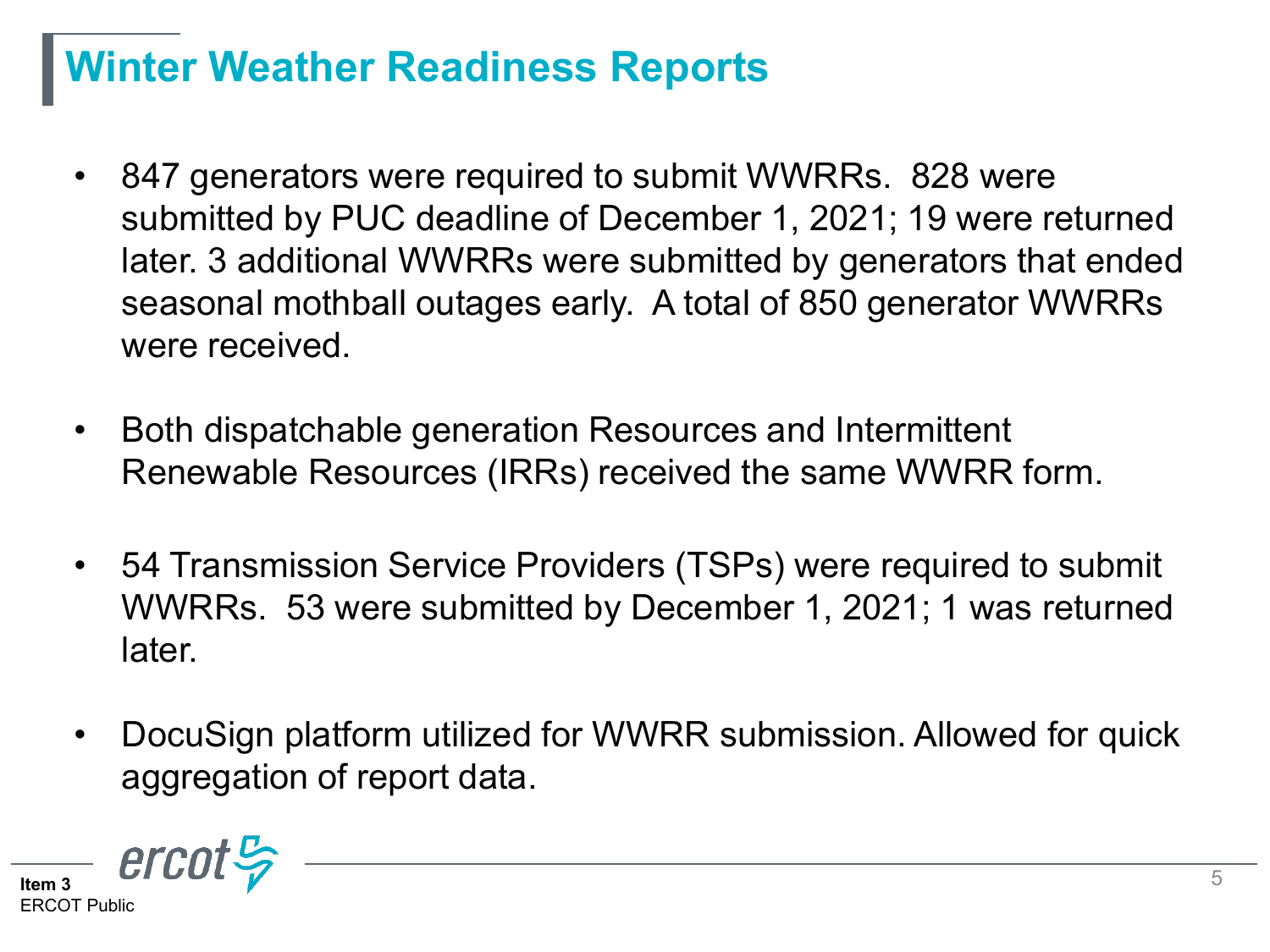# Winter Weather Readiness Reports

- 847 generators were required to submit WWRRs. 828 were submitted by PUC deadline of December 1, 2021; 19 were returned later. 3 additional WWRRs were submitted by generators that ended seasonal mothball outages early. A total of 850 generator WWRRs were received.

- Both dispatchable generation Resources and Intermittent Renewable Resources (IRRs) received the same WWRR form.

- 54 Transmission Service Providers (TSPs) were required to submit WWRRs. 53 were submitted by December 1, 2021; 1 was returned later.

- DocuSign platform utilized for WWRR submission. Allowed for quick aggregation of report data.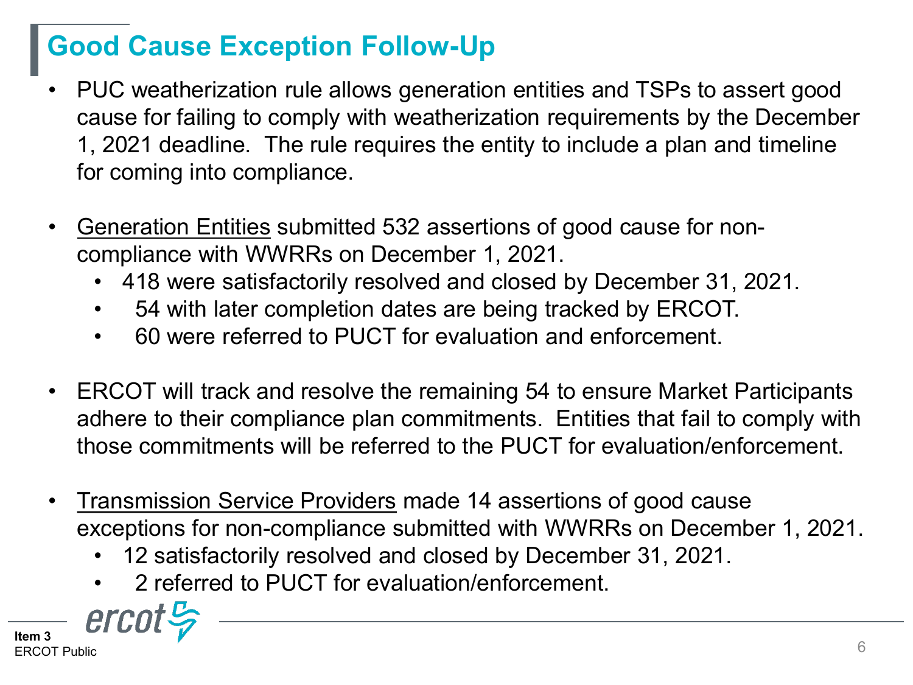# Good Cause Exception Follow-Up

- PUC weatherization rule allows generation entities and TSPs to assert good cause for failing to comply with weatherization requirements by the December 1, 2021 deadline. The rule requires the entity to include a plan and timeline for coming into compliance.

- Generation Entities submitted 532 assertions of good cause for non-compliance with WWRRs on December 1, 2021.
  - 418 were satisfactorily resolved and closed by December 31, 2021.
  - 54 with later completion dates are being tracked by ERCOT.
  - 60 were referred to PUCT for evaluation and enforcement.

- ERCOT will track and resolve the remaining 54 to ensure Market Participants adhere to their compliance plan commitments. Entities that fail to comply with those commitments will be referred to the PUCT for evaluation/enforcement.

- Transmission Service Providers made 14 assertions of good cause exceptions for non-compliance submitted with WWRRs on December 1, 2021.
  - 12 satisfactorily resolved and closed by December 31, 2021.
  - 2 referred to PUCT for evaluation/enforcement.

Item 3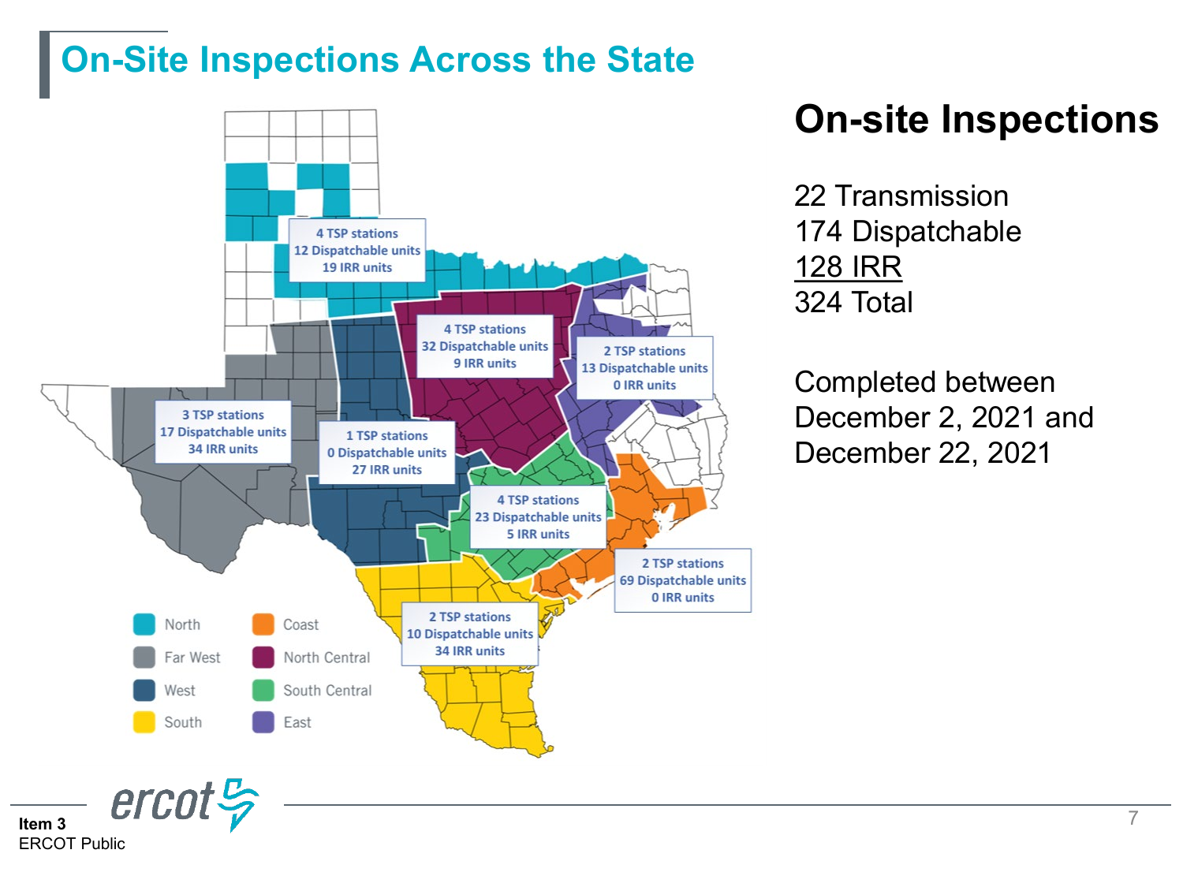# On-Site Inspections Across the State

| Region | TSP stations | Dispatchable units | IRR units |
| --- | --- | --- | --- |
| North | 4 | 12 | 19 |
| North Central | 4 | 32 | 9 |
| East | 2 | 13 | 0 |
| Far West | 3 | 17 | 34 |
| West | 1 | 0 | 27 |
| South Central | 4 | 23 | 5 |
| Coast | 2 | 69 | 0 |
| South | 2 | 10 | 34 |

## On-site Inspections

22 Transmission
174 Dispatchable
128 IRR
324 Total

Completed between December 2, 2021 and December 22, 2021

Item 3
ERCOT Public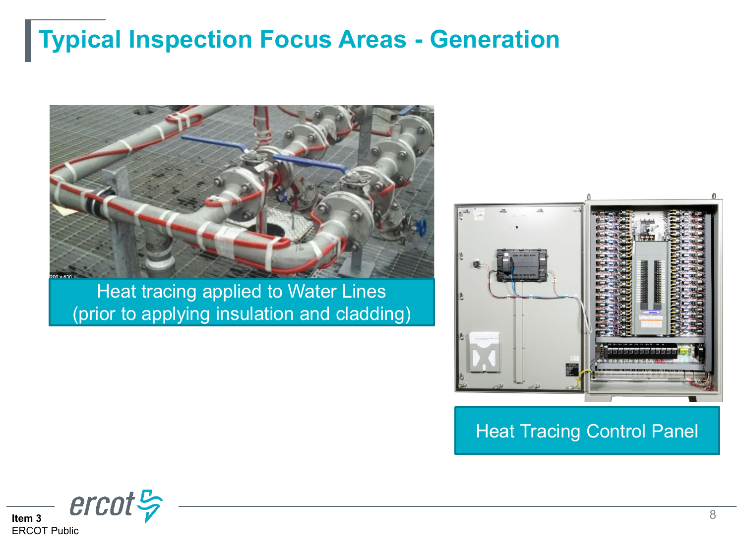# Typical Inspection Focus Areas - Generation

Heat tracing applied to Water Lines (prior to applying insulation and cladding)

Heat Tracing Control Panel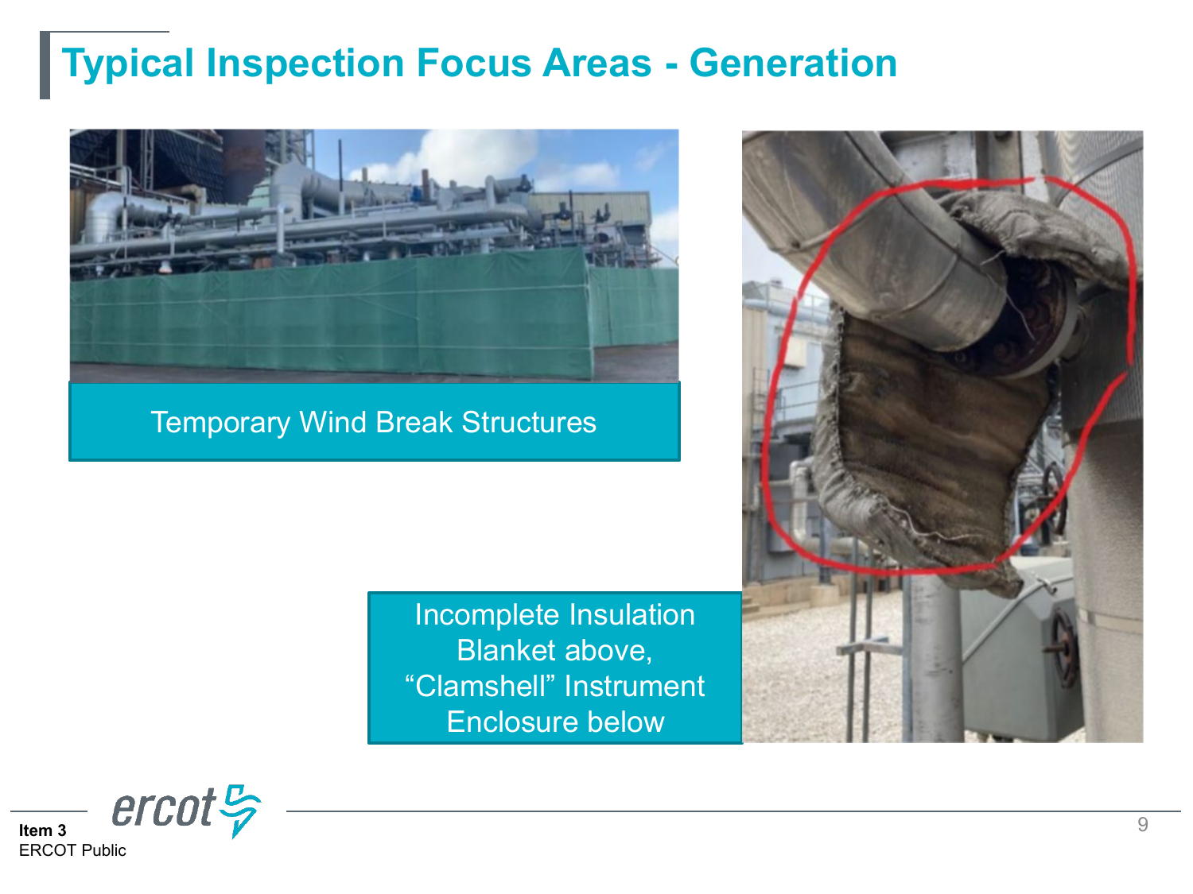# Typical Inspection Focus Areas - Generation

Temporary Wind Break Structures

Incomplete Insulation Blanket above, "Clamshell" Instrument Enclosure below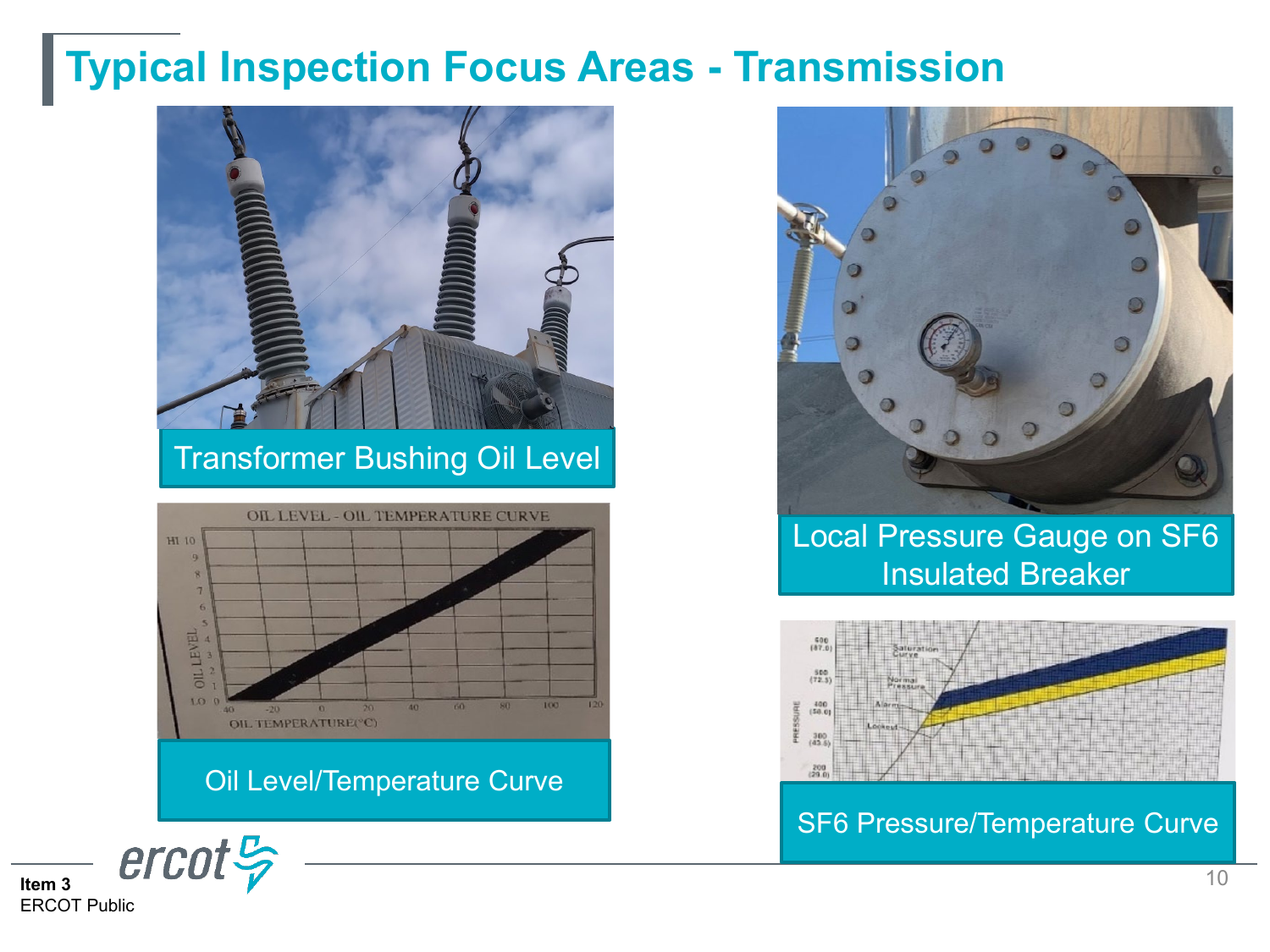# Typical Inspection Focus Areas - Transmission

Transformer Bushing Oil Level

Oil Level/Temperature Curve

Local Pressure Gauge on SF6 Insulated Breaker

SF6 Pressure/Temperature Curve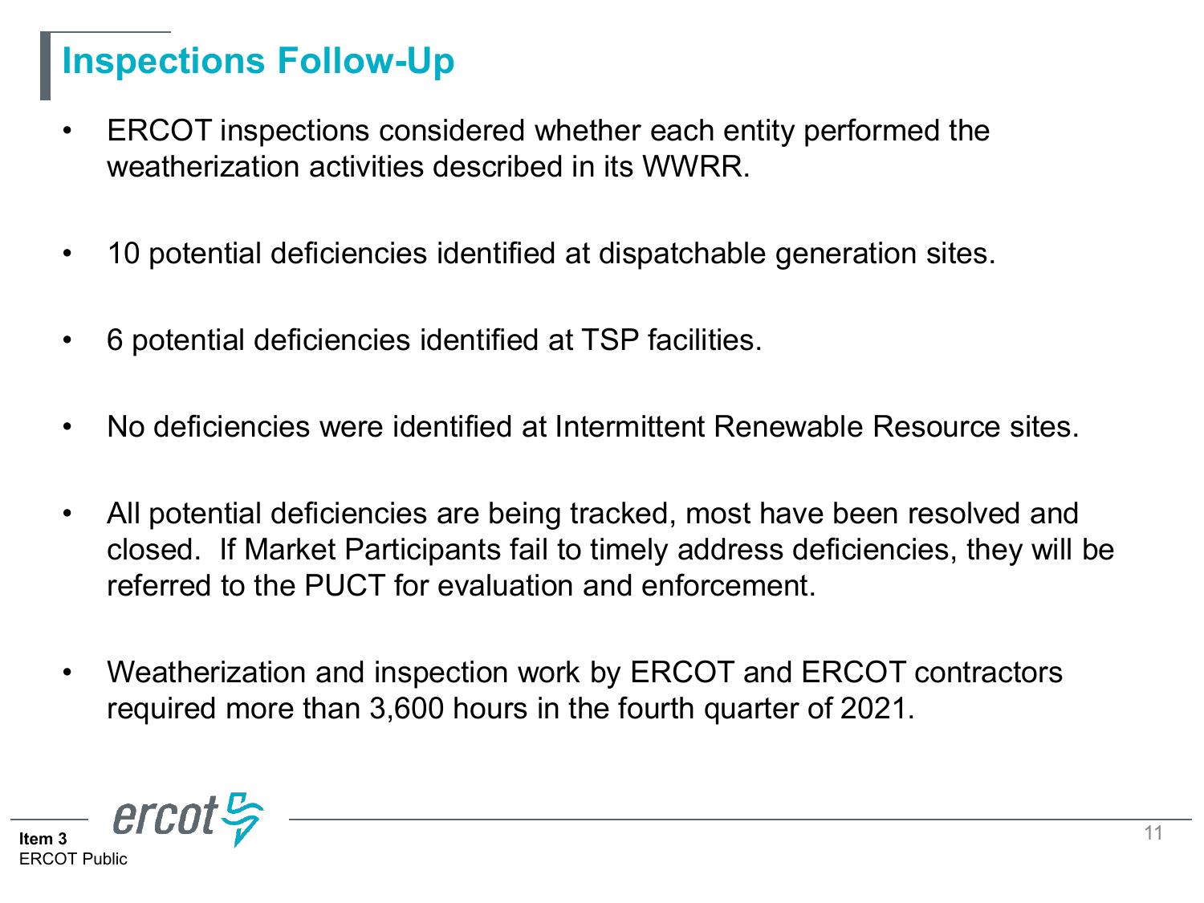# Inspections Follow-Up

- ERCOT inspections considered whether each entity performed the weatherization activities described in its WWRR.
- 10 potential deficiencies identified at dispatchable generation sites.
- 6 potential deficiencies identified at TSP facilities.
- No deficiencies were identified at Intermittent Renewable Resource sites.
- All potential deficiencies are being tracked, most have been resolved and closed. If Market Participants fail to timely address deficiencies, they will be referred to the PUCT for evaluation and enforcement.
- Weatherization and inspection work by ERCOT and ERCOT contractors required more than 3,600 hours in the fourth quarter of 2021.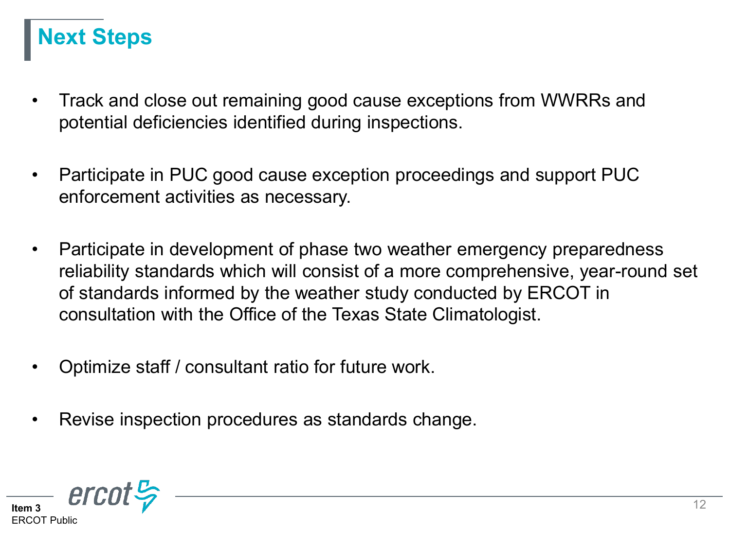# Next Steps

- Track and close out remaining good cause exceptions from WWRRs and potential deficiencies identified during inspections.
- Participate in PUC good cause exception proceedings and support PUC enforcement activities as necessary.
- Participate in development of phase two weather emergency preparedness reliability standards which will consist of a more comprehensive, year-round set of standards informed by the weather study conducted by ERCOT in consultation with the Office of the Texas State Climatologist.
- Optimize staff / consultant ratio for future work.
- Revise inspection procedures as standards change.